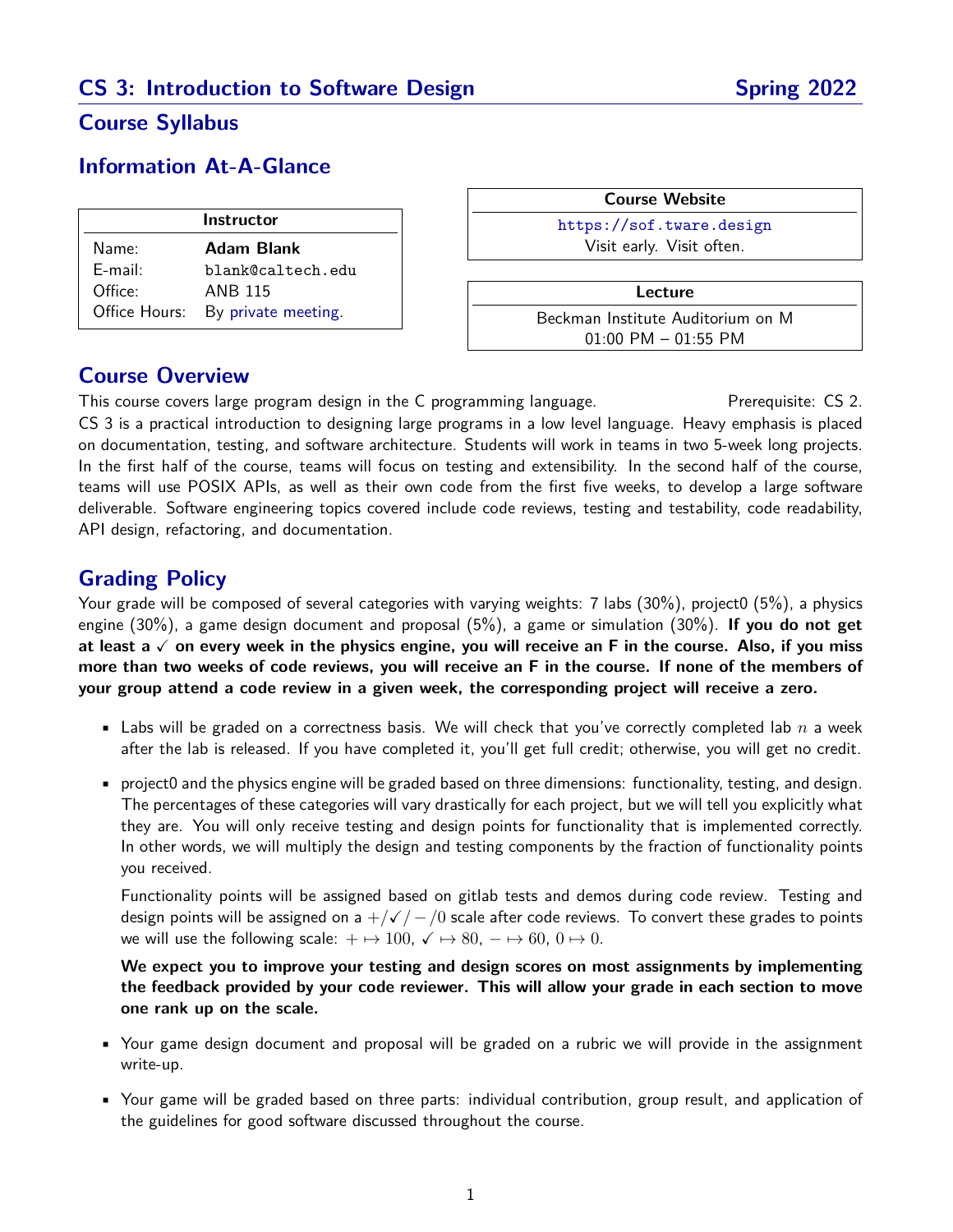# CS 3: Introduction to Software Design — Spring 2022

## Course Syllabus

## Information At-A-Glance

| Instructor | |
|---|---|
| Name: | **Adam Blank** |
| E-mail: | blank@caltech.edu |
| Office: | ANB 115 |
| Office Hours: | By private meeting. |

| Course Website |
|---|
| https://sof.tware.design |
| Visit early. Visit often. |

| Lecture |
|---|
| Beckman Institute Auditorium on M |
| 01:00 PM – 01:55 PM |

## Course Overview

This course covers large program design in the C programming language. Prerequisite: CS 2.
CS 3 is a practical introduction to designing large programs in a low level language. Heavy emphasis is placed on documentation, testing, and software architecture. Students will work in teams in two 5-week long projects. In the first half of the course, teams will focus on testing and extensibility. In the second half of the course, teams will use POSIX APIs, as well as their own code from the first five weeks, to develop a large software deliverable. Software engineering topics covered include code reviews, testing and testability, code readability, API design, refactoring, and documentation.

## Grading Policy

Your grade will be composed of several categories with varying weights: 7 labs (30%), project0 (5%), a physics engine (30%), a game design document and proposal (5%), a game or simulation (30%). **If you do not get at least a ✓ on every week in the physics engine, you will receive an F in the course. Also, if you miss more than two weeks of code reviews, you will receive an F in the course. If none of the members of your group attend a code review in a given week, the corresponding project will receive a zero.**

- Labs will be graded on a correctness basis. We will check that you've correctly completed lab $n$ a week after the lab is released. If you have completed it, you'll get full credit; otherwise, you will get no credit.

- project0 and the physics engine will be graded based on three dimensions: functionality, testing, and design. The percentages of these categories will vary drastically for each project, but we will tell you explicitly what they are. You will only receive testing and design points for functionality that is implemented correctly. In other words, we will multiply the design and testing components by the fraction of functionality points you received.

  Functionality points will be assigned based on gitlab tests and demos during code review. Testing and design points will be assigned on a $+/\checkmark/-/0$ scale after code reviews. To convert these grades to points we will use the following scale: $+ \mapsto 100$, $\checkmark \mapsto 80$, $- \mapsto 60$, $0 \mapsto 0$.

  **We expect you to improve your testing and design scores on most assignments by implementing the feedback provided by your code reviewer. This will allow your grade in each section to move one rank up on the scale.**

- Your game design document and proposal will be graded on a rubric we will provide in the assignment write-up.

- Your game will be graded based on three parts: individual contribution, group result, and application of the guidelines for good software discussed throughout the course.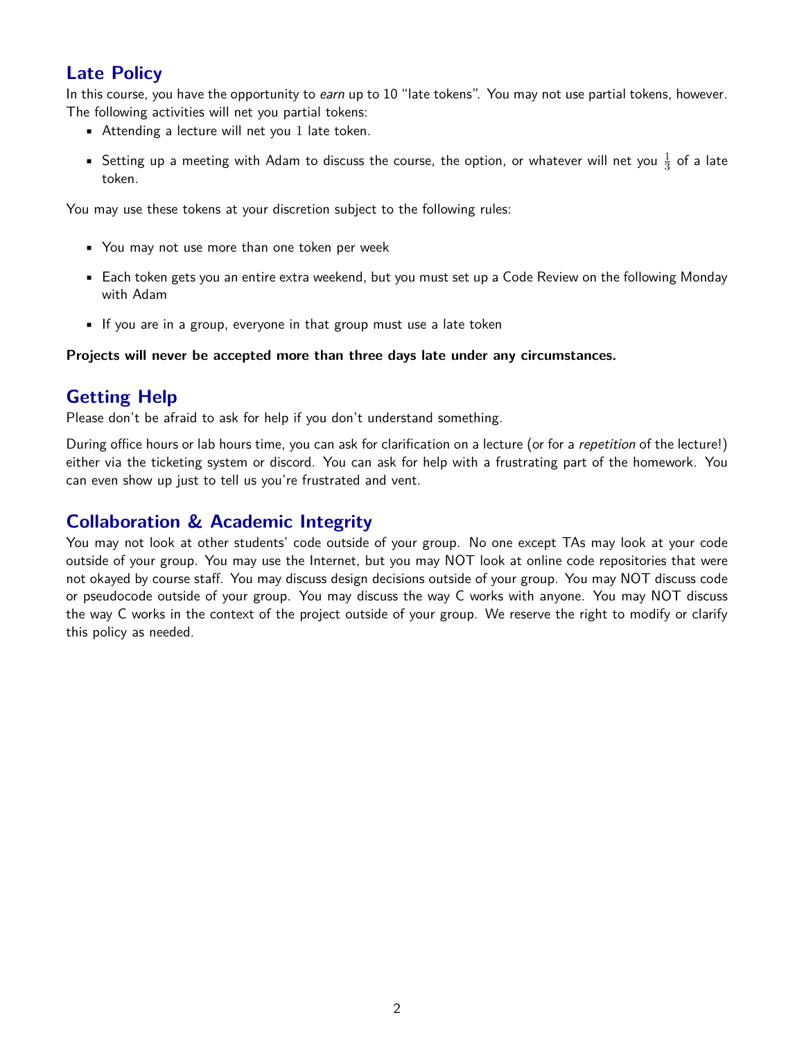## Late Policy

In this course, you have the opportunity to *earn* up to 10 "late tokens". You may not use partial tokens, however. The following activities will net you partial tokens:

- Attending a lecture will net you 1 late token.
- Setting up a meeting with Adam to discuss the course, the option, or whatever will net you $\frac{1}{3}$ of a late token.

You may use these tokens at your discretion subject to the following rules:

- You may not use more than one token per week
- Each token gets you an entire extra weekend, but you must set up a Code Review on the following Monday with Adam
- If you are in a group, everyone in that group must use a late token

**Projects will never be accepted more than three days late under any circumstances.**

## Getting Help

Please don't be afraid to ask for help if you don't understand something.

During office hours or lab hours time, you can ask for clarification on a lecture (or for a *repetition* of the lecture!) either via the ticketing system or discord. You can ask for help with a frustrating part of the homework. You can even show up just to tell us you're frustrated and vent.

## Collaboration & Academic Integrity

You may not look at other students' code outside of your group. No one except TAs may look at your code outside of your group. You may use the Internet, but you may NOT look at online code repositories that were not okayed by course staff. You may discuss design decisions outside of your group. You may NOT discuss code or pseudocode outside of your group. You may discuss the way C works with anyone. You may NOT discuss the way C works in the context of the project outside of your group. We reserve the right to modify or clarify this policy as needed.